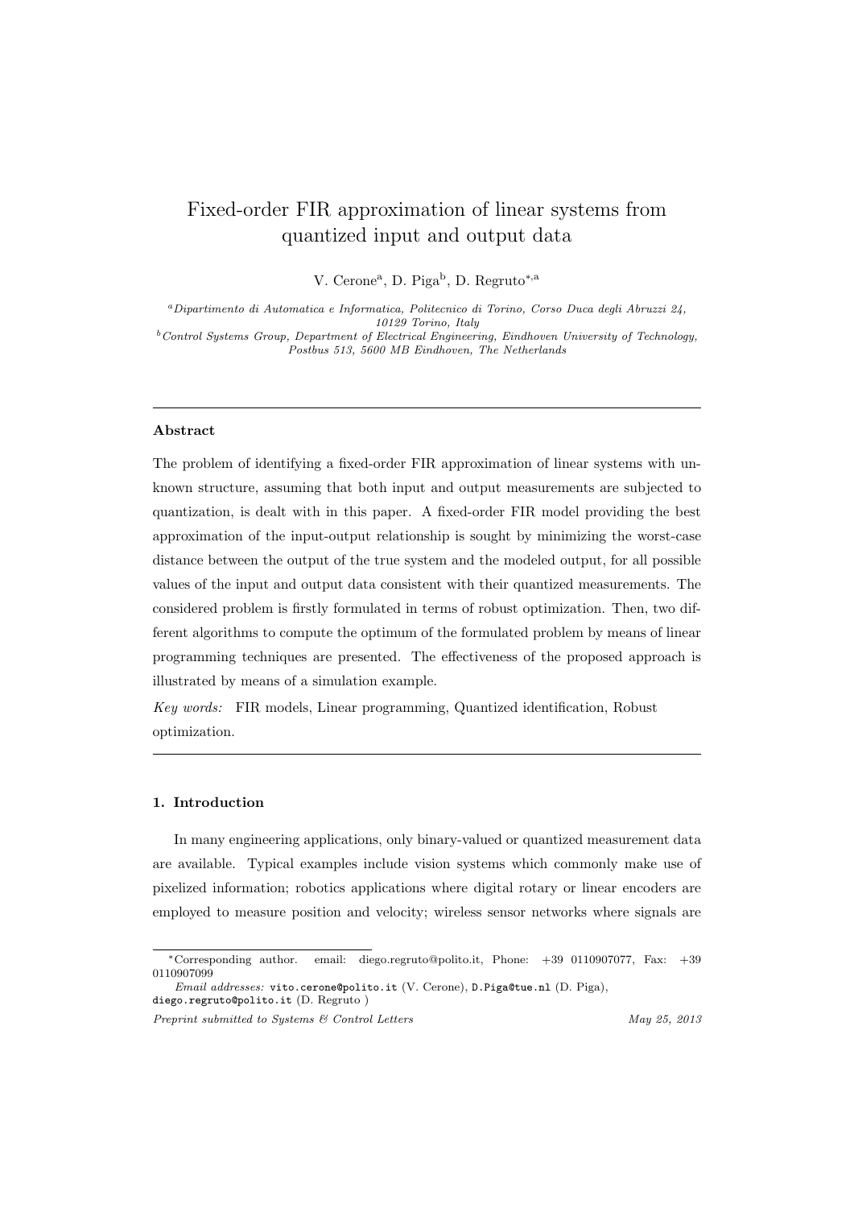# Fixed-order FIR approximation of linear systems from quantized input and output data

V. Cerone[a], D. Piga[b], D. Regruto[*,a]

[a] *Dipartimento di Automatica e Informatica, Politecnico di Torino, Corso Duca degli Abruzzi 24, 10129 Torino, Italy*

[b] *Control Systems Group, Department of Electrical Engineering, Eindhoven University of Technology, Postbus 513, 5600 MB Eindhoven, The Netherlands*

---

## Abstract

The problem of identifying a fixed-order FIR approximation of linear systems with unknown structure, assuming that both input and output measurements are subjected to quantization, is dealt with in this paper. A fixed-order FIR model providing the best approximation of the input-output relationship is sought by minimizing the worst-case distance between the output of the true system and the modeled output, for all possible values of the input and output data consistent with their quantized measurements. The considered problem is firstly formulated in terms of robust optimization. Then, two different algorithms to compute the optimum of the formulated problem by means of linear programming techniques are presented. The effectiveness of the proposed approach is illustrated by means of a simulation example.

*Key words:* FIR models, Linear programming, Quantized identification, Robust optimization.

---

## 1. Introduction

In many engineering applications, only binary-valued or quantized measurement data are available. Typical examples include vision systems which commonly make use of pixelized information; robotics applications where digital rotary or linear encoders are employed to measure position and velocity; wireless sensor networks where signals are

---

[*] Corresponding author. email: diego.regruto@polito.it, Phone: +39 0110907077, Fax: +39 0110907099

*Email addresses:* vito.cerone@polito.it (V. Cerone), D.Piga@tue.nl (D. Piga), diego.regruto@polito.it (D. Regruto )

*Preprint submitted to Systems & Control Letters* — *May 25, 2013*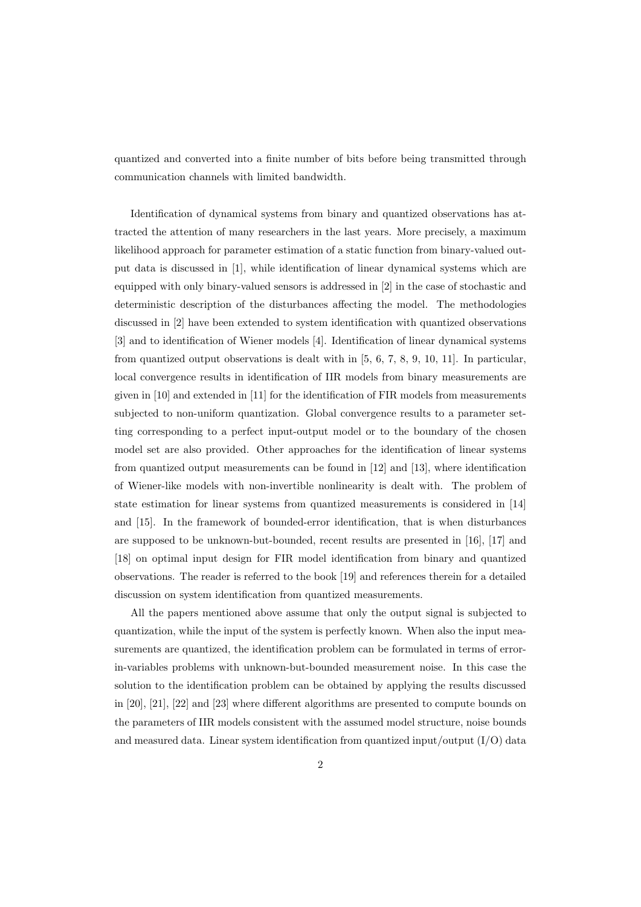quantized and converted into a finite number of bits before being transmitted through communication channels with limited bandwidth.

Identification of dynamical systems from binary and quantized observations has attracted the attention of many researchers in the last years. More precisely, a maximum likelihood approach for parameter estimation of a static function from binary-valued output data is discussed in [1], while identification of linear dynamical systems which are equipped with only binary-valued sensors is addressed in [2] in the case of stochastic and deterministic description of the disturbances affecting the model. The methodologies discussed in [2] have been extended to system identification with quantized observations [3] and to identification of Wiener models [4]. Identification of linear dynamical systems from quantized output observations is dealt with in [5, 6, 7, 8, 9, 10, 11]. In particular, local convergence results in identification of IIR models from binary measurements are given in [10] and extended in [11] for the identification of FIR models from measurements subjected to non-uniform quantization. Global convergence results to a parameter setting corresponding to a perfect input-output model or to the boundary of the chosen model set are also provided. Other approaches for the identification of linear systems from quantized output measurements can be found in [12] and [13], where identification of Wiener-like models with non-invertible nonlinearity is dealt with. The problem of state estimation for linear systems from quantized measurements is considered in [14] and [15]. In the framework of bounded-error identification, that is when disturbances are supposed to be unknown-but-bounded, recent results are presented in [16], [17] and [18] on optimal input design for FIR model identification from binary and quantized observations. The reader is referred to the book [19] and references therein for a detailed discussion on system identification from quantized measurements.

All the papers mentioned above assume that only the output signal is subjected to quantization, while the input of the system is perfectly known. When also the input measurements are quantized, the identification problem can be formulated in terms of error-in-variables problems with unknown-but-bounded measurement noise. In this case the solution to the identification problem can be obtained by applying the results discussed in [20], [21], [22] and [23] where different algorithms are presented to compute bounds on the parameters of IIR models consistent with the assumed model structure, noise bounds and measured data. Linear system identification from quantized input/output (I/O) data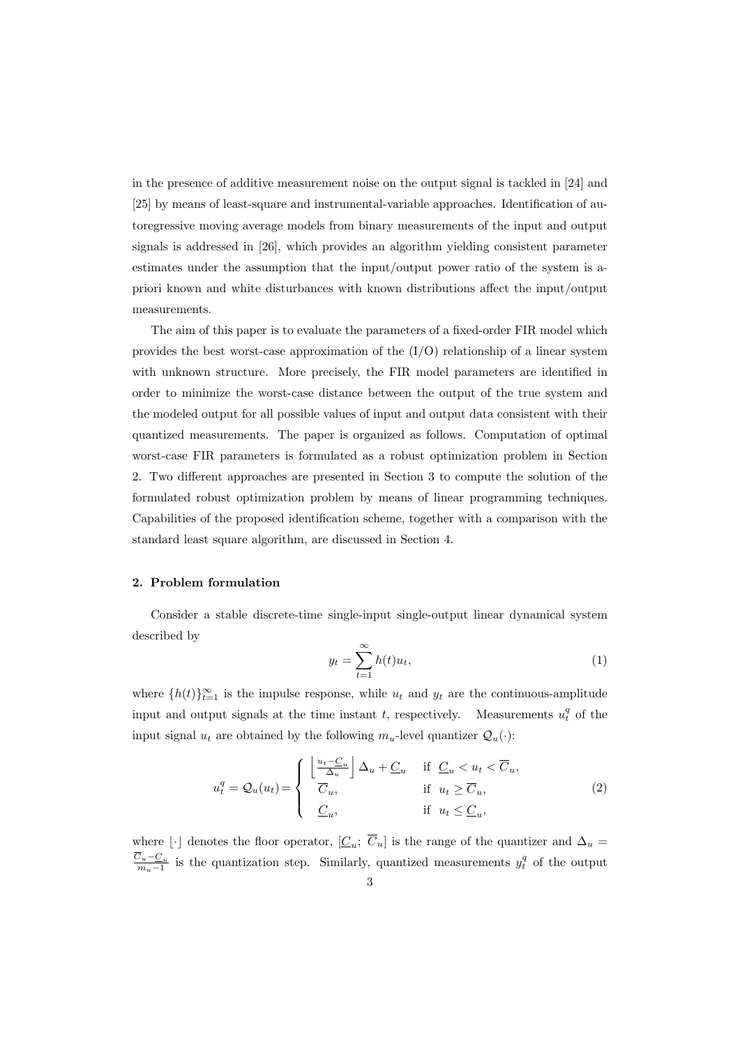in the presence of additive measurement noise on the output signal is tackled in [24] and [25] by means of least-square and instrumental-variable approaches. Identification of autoregressive moving average models from binary measurements of the input and output signals is addressed in [26], which provides an algorithm yielding consistent parameter estimates under the assumption that the input/output power ratio of the system is a-priori known and white disturbances with known distributions affect the input/output measurements.

The aim of this paper is to evaluate the parameters of a fixed-order FIR model which provides the best worst-case approximation of the (I/O) relationship of a linear system with unknown structure. More precisely, the FIR model parameters are identified in order to minimize the worst-case distance between the output of the true system and the modeled output for all possible values of input and output data consistent with their quantized measurements. The paper is organized as follows. Computation of optimal worst-case FIR parameters is formulated as a robust optimization problem in Section 2. Two different approaches are presented in Section 3 to compute the solution of the formulated robust optimization problem by means of linear programming techniques. Capabilities of the proposed identification scheme, together with a comparison with the standard least square algorithm, are discussed in Section 4.

## 2. Problem formulation

Consider a stable discrete-time single-input single-output linear dynamical system described by

$$y_t = \sum_{t=1}^{\infty} h(t) u_t, \tag{1}$$

where $\{h(t)\}_{t=1}^{\infty}$ is the impulse response, while $u_t$ and $y_t$ are the continuous-amplitude input and output signals at the time instant $t$, respectively. Measurements $u_t^q$ of the input signal $u_t$ are obtained by the following $m_u$-level quantizer $\mathcal{Q}_u(\cdot)$:

$$u_t^q = \mathcal{Q}_u(u_t) = \begin{cases} \left\lfloor \frac{u_t - \underline{C}_u}{\Delta_u} \right\rfloor \Delta_u + \underline{C}_u & \text{if } \underline{C}_u < u_t < \overline{C}_u, \\ \overline{C}_u, & \text{if } u_t \geq \overline{C}_u, \\ \underline{C}_u, & \text{if } u_t \leq \underline{C}_u, \end{cases} \tag{2}$$

where $\lfloor \cdot \rfloor$ denotes the floor operator, $[\underline{C}_u;\ \overline{C}_u]$ is the range of the quantizer and $\Delta_u = \frac{\overline{C}_u - \underline{C}_u}{m_u - 1}$ is the quantization step. Similarly, quantized measurements $y_t^q$ of the output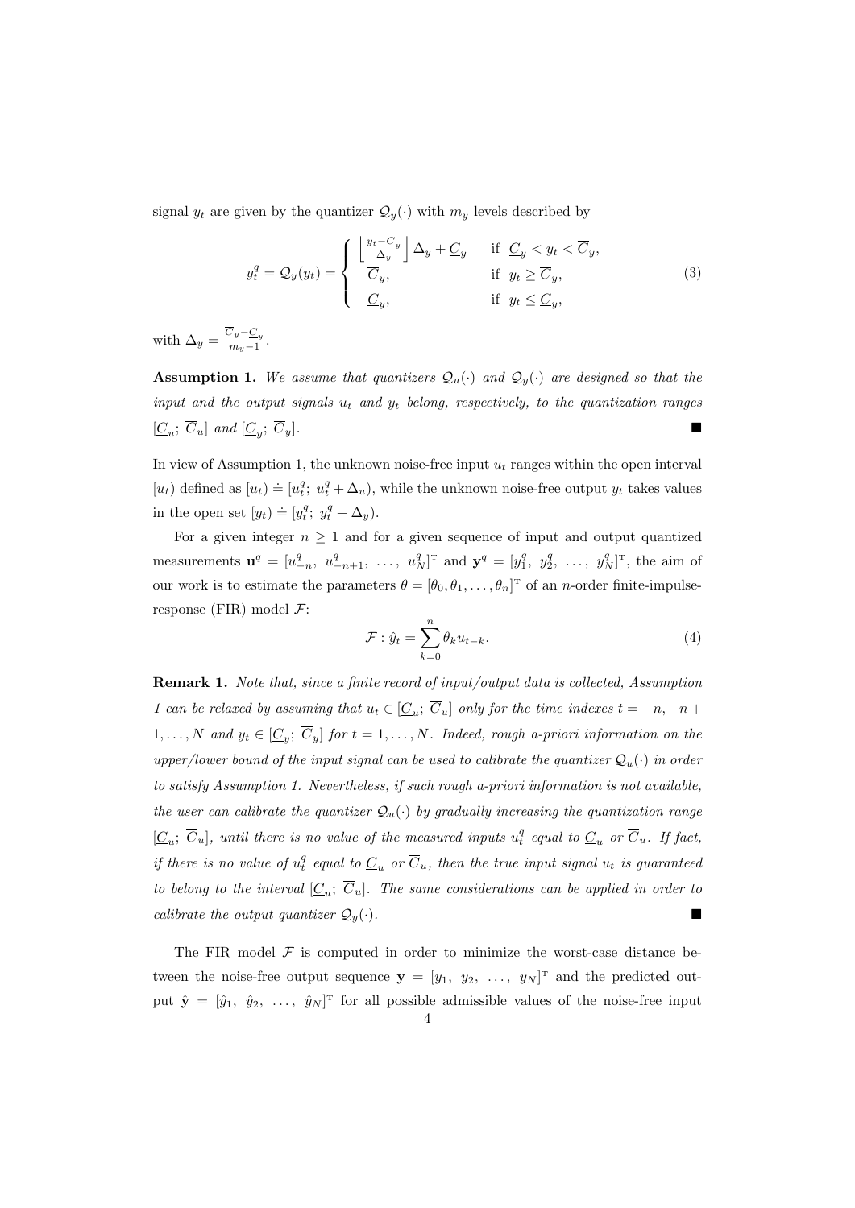signal $y_t$ are given by the quantizer $\mathcal{Q}_y(\cdot)$ with $m_y$ levels described by

$$
y_t^q = \mathcal{Q}_y(y_t) = \begin{cases} \left\lfloor \frac{y_t - \underline{C}_y}{\Delta_y} \right\rfloor \Delta_y + \underline{C}_y & \text{if } \underline{C}_y < y_t < \overline{C}_y, \\ \overline{C}_y, & \text{if } y_t \geq \overline{C}_y, \\ \underline{C}_y, & \text{if } y_t \leq \underline{C}_y, \end{cases} \tag{3}
$$

with $\Delta_y = \frac{\overline{C}_y - \underline{C}_y}{m_y - 1}$.

**Assumption 1.** *We assume that quantizers $\mathcal{Q}_u(\cdot)$ and $\mathcal{Q}_y(\cdot)$ are designed so that the input and the output signals $u_t$ and $y_t$ belong, respectively, to the quantization ranges $[\underline{C}_u;\ \overline{C}_u]$ and $[\underline{C}_y;\ \overline{C}_y]$.* ■

In view of Assumption 1, the unknown noise-free input $u_t$ ranges within the open interval $[u_t)$ defined as $[u_t) \doteq [u_t^q;\ u_t^q + \Delta_u)$, while the unknown noise-free output $y_t$ takes values in the open set $[y_t) \doteq [y_t^q;\ y_t^q + \Delta_y)$.

For a given integer $n \geq 1$ and for a given sequence of input and output quantized measurements $\mathbf{u}^q = [u_{-n}^q,\ u_{-n+1}^q,\ \ldots,\ u_N^q]^{\mathrm{T}}$ and $\mathbf{y}^q = [y_1^q,\ y_2^q,\ \ldots,\ y_N^q]^{\mathrm{T}}$, the aim of our work is to estimate the parameters $\theta = [\theta_0, \theta_1, \ldots, \theta_n]^{\mathrm{T}}$ of an $n$-order finite-impulse-response (FIR) model $\mathcal{F}$:

$$
\mathcal{F} : \hat{y}_t = \sum_{k=0}^{n} \theta_k u_{t-k}. \tag{4}
$$

**Remark 1.** *Note that, since a finite record of input/output data is collected, Assumption 1 can be relaxed by assuming that $u_t \in [\underline{C}_u;\ \overline{C}_u]$ only for the time indexes $t = -n, -n+1, \ldots, N$ and $y_t \in [\underline{C}_y;\ \overline{C}_y]$ for $t = 1, \ldots, N$. Indeed, rough a-priori information on the upper/lower bound of the input signal can be used to calibrate the quantizer $\mathcal{Q}_u(\cdot)$ in order to satisfy Assumption 1. Nevertheless, if such rough a-priori information is not available, the user can calibrate the quantizer $\mathcal{Q}_u(\cdot)$ by gradually increasing the quantization range $[\underline{C}_u;\ \overline{C}_u]$, until there is no value of the measured inputs $u_t^q$ equal to $\underline{C}_u$ or $\overline{C}_u$. If fact, if there is no value of $u_t^q$ equal to $\underline{C}_u$ or $\overline{C}_u$, then the true input signal $u_t$ is guaranteed to belong to the interval $[\underline{C}_u;\ \overline{C}_u]$. The same considerations can be applied in order to calibrate the output quantizer $\mathcal{Q}_y(\cdot)$.* ■

The FIR model $\mathcal{F}$ is computed in order to minimize the worst-case distance between the noise-free output sequence $\mathbf{y} = [y_1,\ y_2,\ \ldots,\ y_N]^{\mathrm{T}}$ and the predicted output $\hat{\mathbf{y}} = [\hat{y}_1,\ \hat{y}_2,\ \ldots,\ \hat{y}_N]^{\mathrm{T}}$ for all possible admissible values of the noise-free input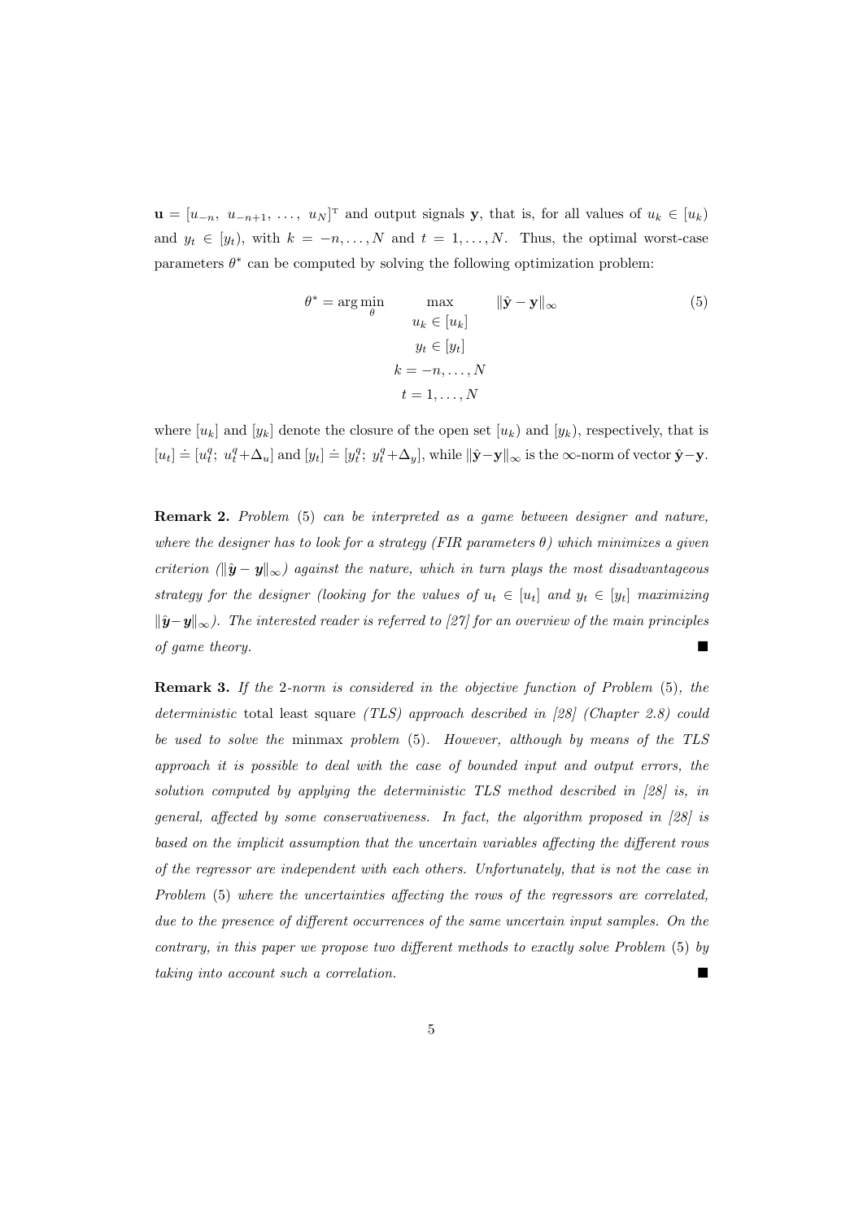$\mathbf{u} = [u_{-n},\ u_{-n+1},\ \ldots,\ u_N]^{\mathrm{T}}$ and output signals $\mathbf{y}$, that is, for all values of $u_k \in [u_k)$ and $y_t \in [y_t)$, with $k = -n, \ldots, N$ and $t = 1, \ldots, N$. Thus, the optimal worst-case parameters $\theta^*$ can be computed by solving the following optimization problem:

$$\theta^* = \arg\min_{\theta} \max_{\substack{u_k \in [u_k] \\ y_t \in [y_t] \\ k=-n,\ldots,N \\ t=1,\ldots,N}} \|\hat{\mathbf{y}} - \mathbf{y}\|_\infty \tag{5}$$

where $[u_k]$ and $[y_k]$ denote the closure of the open set $[u_k)$ and $[y_k)$, respectively, that is $[u_t] \doteq [u_t^q;\ u_t^q + \Delta_u]$ and $[y_t] \doteq [y_t^q;\ y_t^q + \Delta_y]$, while $\|\hat{\mathbf{y}} - \mathbf{y}\|_\infty$ is the $\infty$-norm of vector $\hat{\mathbf{y}} - \mathbf{y}$.

**Remark 2.** *Problem* (5) *can be interpreted as a game between designer and nature, where the designer has to look for a strategy (FIR parameters $\theta$) which minimizes a given criterion ($\|\hat{\boldsymbol{y}} - \boldsymbol{y}\|_\infty$) against the nature, which in turn plays the most disadvantageous strategy for the designer (looking for the values of $u_t \in [u_t]$ and $y_t \in [y_t]$ maximizing $\|\hat{\boldsymbol{y}} - \boldsymbol{y}\|_\infty$). The interested reader is referred to [27] for an overview of the main principles of game theory.* ■

**Remark 3.** *If the* 2*-norm is considered in the objective function of Problem* (5)*, the deterministic* total least square *(TLS) approach described in [28] (Chapter 2.8) could be used to solve the* minmax *problem* (5)*. However, although by means of the TLS approach it is possible to deal with the case of bounded input and output errors, the solution computed by applying the deterministic TLS method described in [28] is, in general, affected by some conservativeness. In fact, the algorithm proposed in [28] is based on the implicit assumption that the uncertain variables affecting the different rows of the regressor are independent with each others. Unfortunately, that is not the case in Problem* (5) *where the uncertainties affecting the rows of the regressors are correlated, due to the presence of different occurrences of the same uncertain input samples. On the contrary, in this paper we propose two different methods to exactly solve Problem* (5) *by taking into account such a correlation.* ■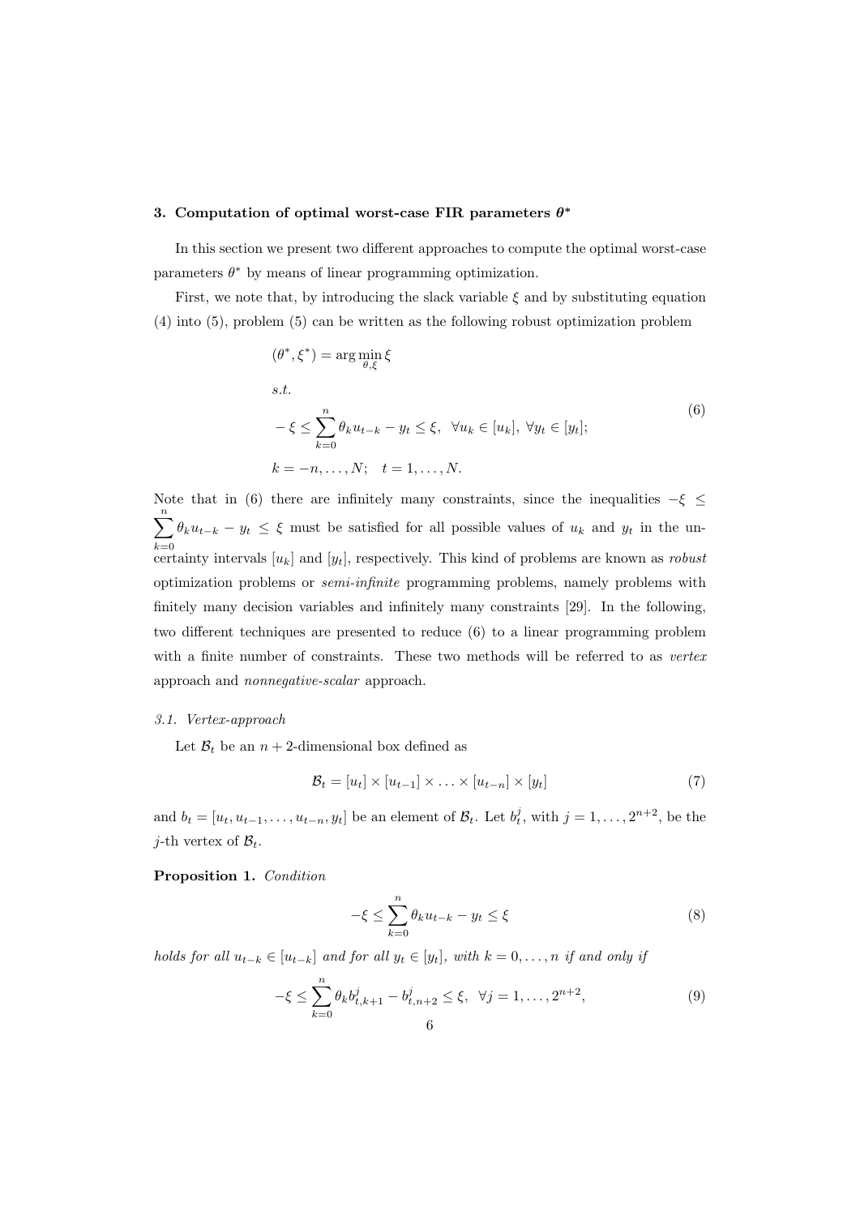## 3. Computation of optimal worst-case FIR parameters $\theta^*$

In this section we present two different approaches to compute the optimal worst-case parameters $\theta^*$ by means of linear programming optimization.

First, we note that, by introducing the slack variable $\xi$ and by substituting equation (4) into (5), problem (5) can be written as the following robust optimization problem

$$
\begin{aligned}
&(\theta^*, \xi^*) = \arg\min_{\theta, \xi} \xi \\
&s.t. \\
&-\xi \leq \sum_{k=0}^{n} \theta_k u_{t-k} - y_t \leq \xi, \;\; \forall u_k \in [u_k], \; \forall y_t \in [y_t]; \\
&k = -n, \ldots, N; \quad t = 1, \ldots, N.
\end{aligned}
\tag{6}
$$

Note that in (6) there are infinitely many constraints, since the inequalities $-\xi \leq \sum_{k=0}^{n} \theta_k u_{t-k} - y_t \leq \xi$ must be satisfied for all possible values of $u_k$ and $y_t$ in the uncertainty intervals $[u_k]$ and $[y_t]$, respectively. This kind of problems are known as *robust* optimization problems or *semi-infinite* programming problems, namely problems with finitely many decision variables and infinitely many constraints [29]. In the following, two different techniques are presented to reduce (6) to a linear programming problem with a finite number of constraints. These two methods will be referred to as *vertex* approach and *nonnegative-scalar* approach.

### 3.1. Vertex-approach

Let $\mathcal{B}_t$ be an $n+2$-dimensional box defined as

$$
\mathcal{B}_t = [u_t] \times [u_{t-1}] \times \ldots \times [u_{t-n}] \times [y_t] \tag{7}
$$

and $b_t = [u_t, u_{t-1}, \ldots, u_{t-n}, y_t]$ be an element of $\mathcal{B}_t$. Let $b_t^j$, with $j = 1, \ldots, 2^{n+2}$, be the $j$-th vertex of $\mathcal{B}_t$.

**Proposition 1.** *Condition*

$$
-\xi \leq \sum_{k=0}^{n} \theta_k u_{t-k} - y_t \leq \xi \tag{8}
$$

*holds for all $u_{t-k} \in [u_{t-k}]$ and for all $y_t \in [y_t]$, with $k = 0, \ldots, n$ if and only if*

$$
-\xi \leq \sum_{k=0}^{n} \theta_k b_{t,k+1}^j - b_{t,n+2}^j \leq \xi, \;\; \forall j = 1, \ldots, 2^{n+2}, \tag{9}
$$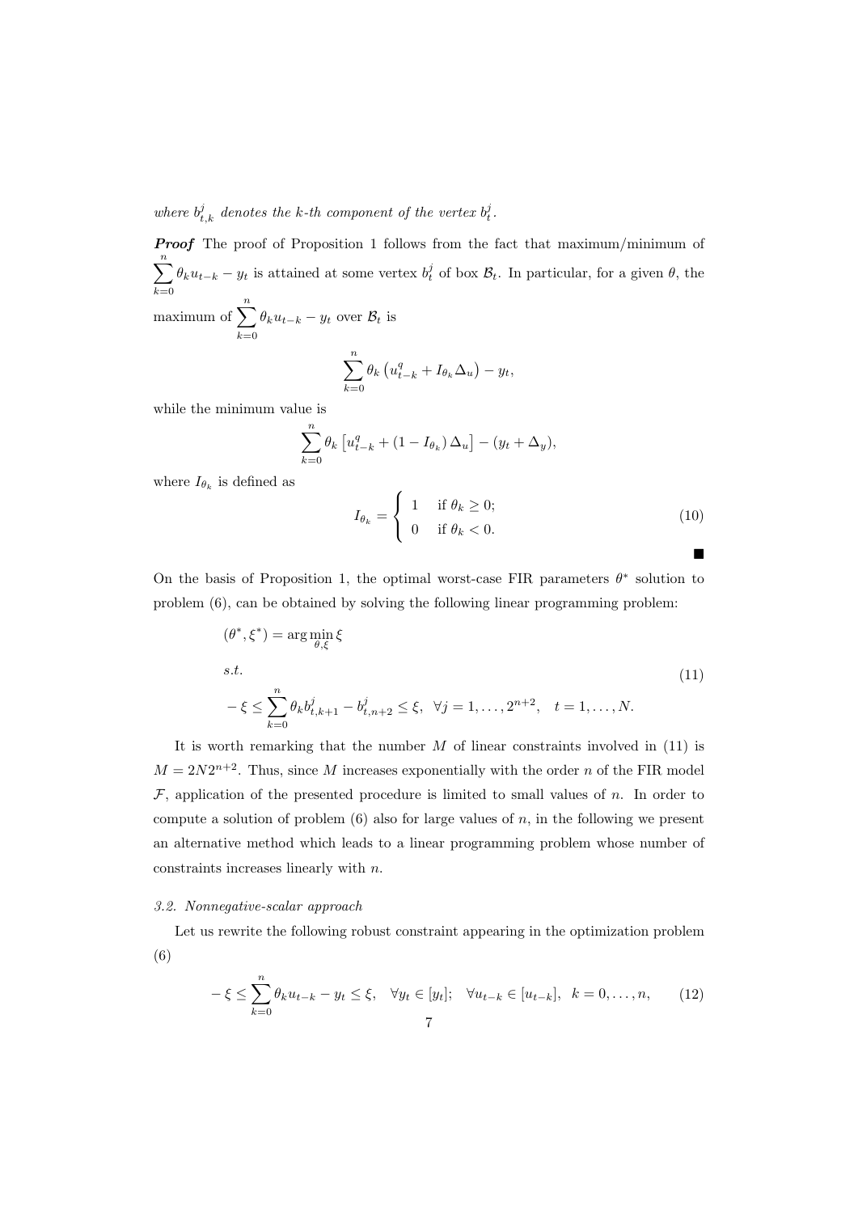*where $b^j_{t,k}$ denotes the k-th component of the vertex $b^j_t$.*

***Proof*** The proof of Proposition 1 follows from the fact that maximum/minimum of $\sum_{k=0}^{n} \theta_k u_{t-k} - y_t$ is attained at some vertex $b^j_t$ of box $\mathcal{B}_t$. In particular, for a given $\theta$, the maximum of $\sum_{k=0}^{n} \theta_k u_{t-k} - y_t$ over $\mathcal{B}_t$ is

$$\sum_{k=0}^{n} \theta_k \left( u^q_{t-k} + I_{\theta_k} \Delta_u \right) - y_t,$$

while the minimum value is

$$\sum_{k=0}^{n} \theta_k \left[ u^q_{t-k} + (1 - I_{\theta_k}) \Delta_u \right] - (y_t + \Delta_y),$$

where $I_{\theta_k}$ is defined as

$$I_{\theta_k} = \begin{cases} 1 & \text{if } \theta_k \geq 0; \\ 0 & \text{if } \theta_k < 0. \end{cases} \tag{10}$$

■

On the basis of Proposition 1, the optimal worst-case FIR parameters $\theta^*$ solution to problem (6), can be obtained by solving the following linear programming problem:

$$\begin{aligned} &(\theta^*, \xi^*) = \arg\min_{\theta,\xi} \xi \\ &s.t. \\ &- \xi \leq \sum_{k=0}^{n} \theta_k b^j_{t,k+1} - b^j_{t,n+2} \leq \xi, \quad \forall j = 1, \ldots, 2^{n+2}, \quad t = 1, \ldots, N. \end{aligned} \tag{11}$$

It is worth remarking that the number $M$ of linear constraints involved in (11) is $M = 2N2^{n+2}$. Thus, since $M$ increases exponentially with the order $n$ of the FIR model $\mathcal{F}$, application of the presented procedure is limited to small values of $n$. In order to compute a solution of problem (6) also for large values of $n$, in the following we present an alternative method which leads to a linear programming problem whose number of constraints increases linearly with $n$.

### *3.2. Nonnegative-scalar approach*

Let us rewrite the following robust constraint appearing in the optimization problem (6)

$$- \xi \leq \sum_{k=0}^{n} \theta_k u_{t-k} - y_t \leq \xi, \quad \forall y_t \in [y_t]; \quad \forall u_{t-k} \in [u_{t-k}], \; k = 0, \ldots, n, \tag{12}$$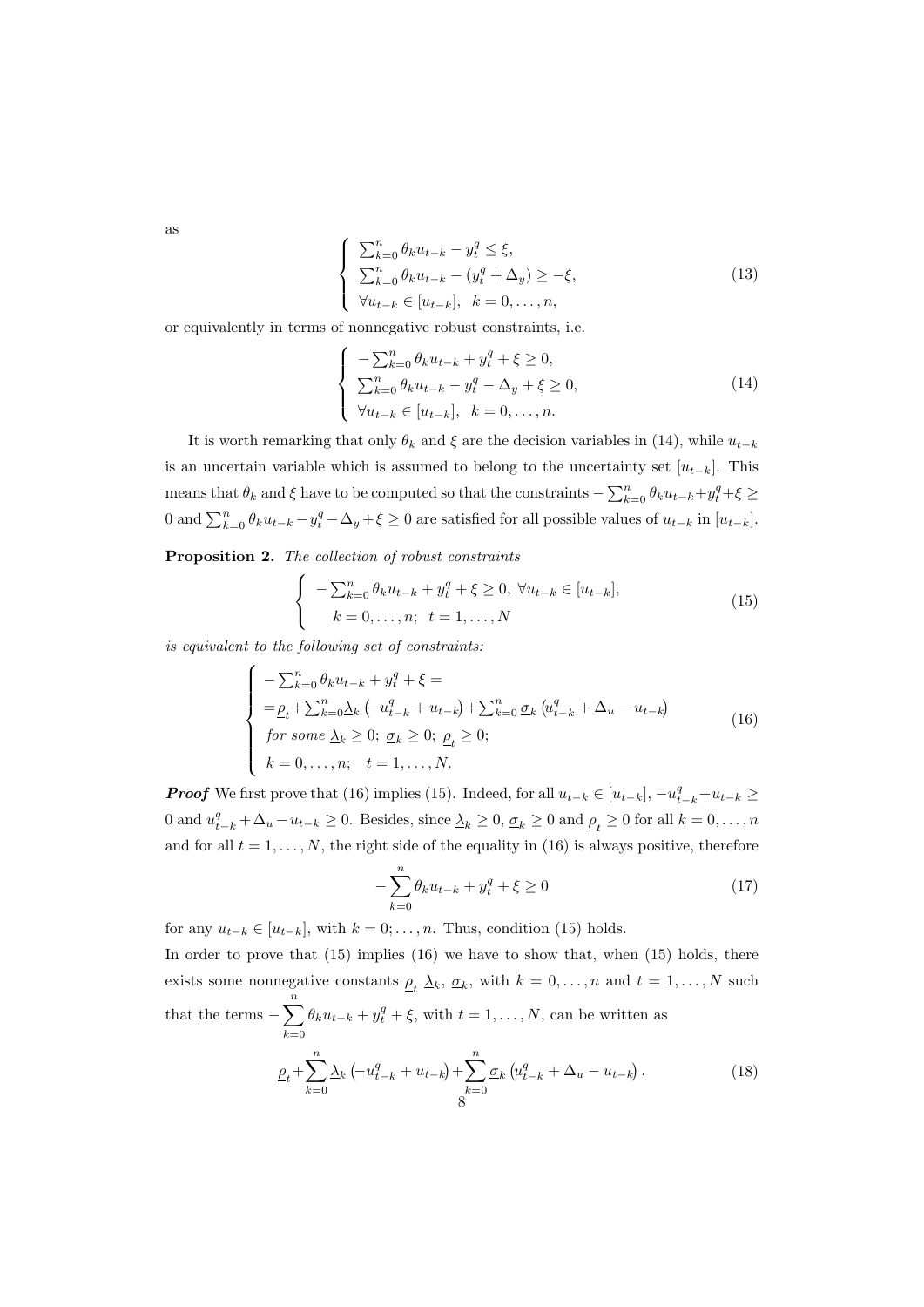as

$$
\left\{ \begin{array}{l} \sum_{k=0}^{n} \theta_k u_{t-k} - y_t^q \leq \xi, \\ \sum_{k=0}^{n} \theta_k u_{t-k} - (y_t^q + \Delta_y) \geq -\xi, \\ \forall u_{t-k} \in [u_{t-k}], \;\; k = 0, \ldots, n, \end{array} \right. \tag{13}
$$

or equivalently in terms of nonnegative robust constraints, i.e.

$$
\left\{ \begin{array}{l} -\sum_{k=0}^{n} \theta_k u_{t-k} + y_t^q + \xi \geq 0, \\ \sum_{k=0}^{n} \theta_k u_{t-k} - y_t^q - \Delta_y + \xi \geq 0, \\ \forall u_{t-k} \in [u_{t-k}], \;\; k = 0, \ldots, n. \end{array} \right. \tag{14}
$$

It is worth remarking that only $\theta_k$ and $\xi$ are the decision variables in (14), while $u_{t-k}$ is an uncertain variable which is assumed to belong to the uncertainty set $[u_{t-k}]$. This means that $\theta_k$ and $\xi$ have to be computed so that the constraints $-\sum_{k=0}^{n} \theta_k u_{t-k} + y_t^q + \xi \geq 0$ and $\sum_{k=0}^{n} \theta_k u_{t-k} - y_t^q - \Delta_y + \xi \geq 0$ are satisfied for all possible values of $u_{t-k}$ in $[u_{t-k}]$.

**Proposition 2.** *The collection of robust constraints*

$$
\left\{ \begin{array}{l} -\sum_{k=0}^{n} \theta_k u_{t-k} + y_t^q + \xi \geq 0, \; \forall u_{t-k} \in [u_{t-k}], \\ \quad k = 0, \ldots, n; \;\; t = 1, \ldots, N \end{array} \right. \tag{15}
$$

*is equivalent to the following set of constraints:*

$$
\left\{ \begin{array}{l} -\sum_{k=0}^{n} \theta_k u_{t-k} + y_t^q + \xi = \\ = \underline{\rho}_t + \sum_{k=0}^{n} \underline{\lambda}_k \left(-u_{t-k}^q + u_{t-k}\right) + \sum_{k=0}^{n} \underline{\sigma}_k \left(u_{t-k}^q + \Delta_u - u_{t-k}\right) \\ \textit{for some } \underline{\lambda}_k \geq 0; \; \underline{\sigma}_k \geq 0; \; \underline{\rho}_t \geq 0; \\ k = 0, \ldots, n; \quad t = 1, \ldots, N. \end{array} \right. \tag{16}
$$

***Proof*** We first prove that (16) implies (15). Indeed, for all $u_{t-k} \in [u_{t-k}]$, $-u_{t-k}^q + u_{t-k} \geq 0$ and $u_{t-k}^q + \Delta_u - u_{t-k} \geq 0$. Besides, since $\underline{\lambda}_k \geq 0$, $\underline{\sigma}_k \geq 0$ and $\underline{\rho}_t \geq 0$ for all $k = 0, \ldots, n$ and for all $t = 1, \ldots, N$, the right side of the equality in (16) is always positive, therefore

$$
-\sum_{k=0}^{n} \theta_k u_{t-k} + y_t^q + \xi \geq 0 \tag{17}
$$

for any $u_{t-k} \in [u_{t-k}]$, with $k = 0; \ldots, n$. Thus, condition (15) holds.

In order to prove that (15) implies (16) we have to show that, when (15) holds, there exists some nonnegative constants $\underline{\rho}_t$ $\underline{\lambda}_k$, $\underline{\sigma}_k$, with $k = 0, \ldots, n$ and $t = 1, \ldots, N$ such that the terms $-\sum_{k=0}^{n} \theta_k u_{t-k} + y_t^q + \xi$, with $t = 1, \ldots, N$, can be written as

$$
\underline{\rho}_t + \sum_{k=0}^{n} \underline{\lambda}_k \left(-u_{t-k}^q + u_{t-k}\right) + \sum_{k=0}^{n} \underline{\sigma}_k \left(u_{t-k}^q + \Delta_u - u_{t-k}\right). \tag{18}
$$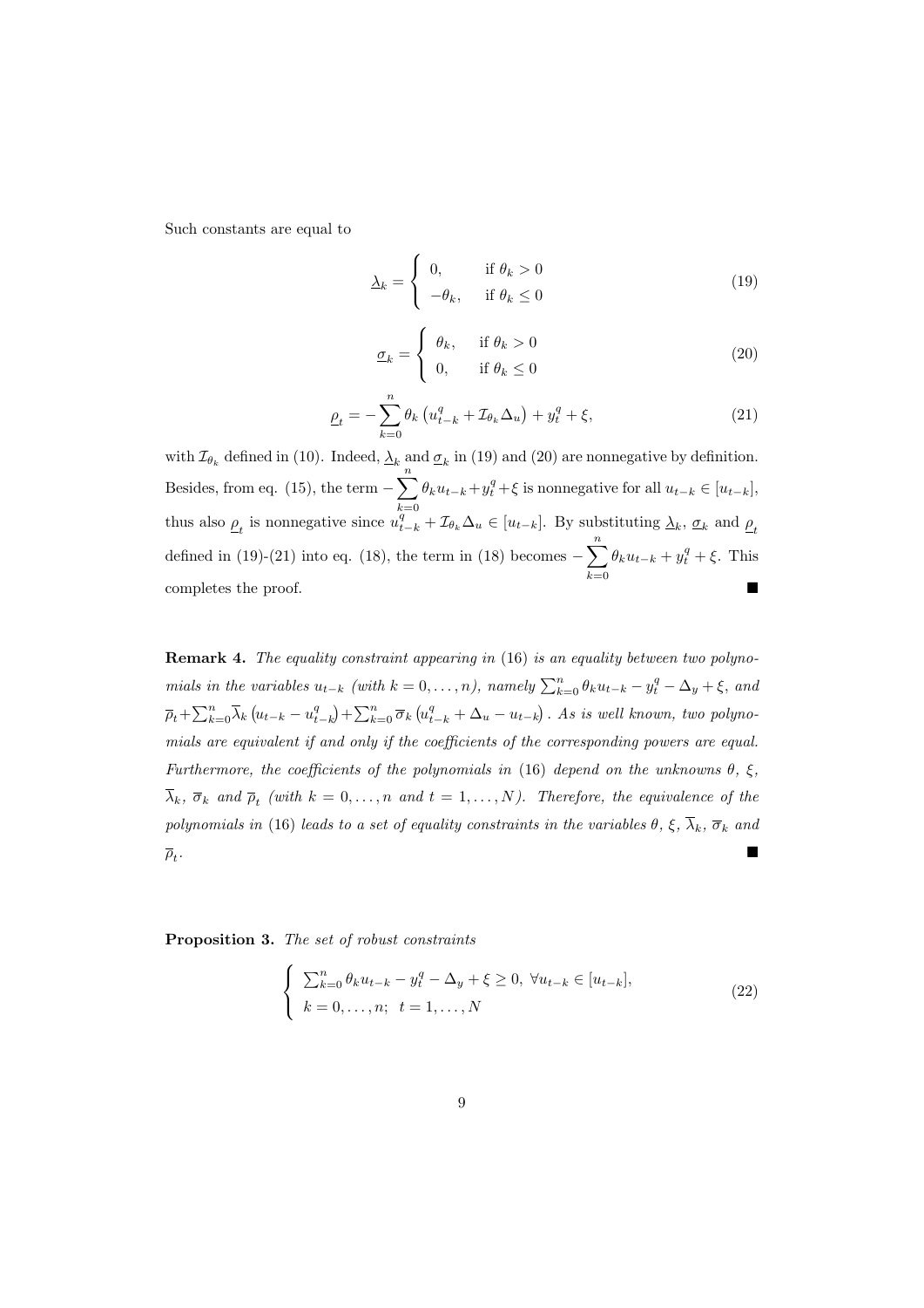Such constants are equal to

$$\underline{\lambda}_k = \begin{cases} 0, & \text{if } \theta_k > 0 \\ -\theta_k, & \text{if } \theta_k \leq 0 \end{cases} \tag{19}$$

$$\underline{\sigma}_k = \begin{cases} \theta_k, & \text{if } \theta_k > 0 \\ 0, & \text{if } \theta_k \leq 0 \end{cases} \tag{20}$$

$$\underline{\rho}_t = -\sum_{k=0}^{n} \theta_k \left(u_{t-k}^q + \mathcal{I}_{\theta_k} \Delta_u\right) + y_t^q + \xi, \tag{21}$$

with $\mathcal{I}_{\theta_k}$ defined in (10). Indeed, $\underline{\lambda}_k$ and $\underline{\sigma}_k$ in (19) and (20) are nonnegative by definition. Besides, from eq. (15), the term $-\sum_{k=0}^{n} \theta_k u_{t-k} + y_t^q + \xi$ is nonnegative for all $u_{t-k} \in [u_{t-k}]$, thus also $\underline{\rho}_t$ is nonnegative since $u_{t-k}^q + \mathcal{I}_{\theta_k} \Delta_u \in [u_{t-k}]$. By substituting $\underline{\lambda}_k$, $\underline{\sigma}_k$ and $\underline{\rho}_t$ defined in (19)-(21) into eq. (18), the term in (18) becomes $-\sum_{k=0}^{n} \theta_k u_{t-k} + y_t^q + \xi$. This completes the proof. ■

**Remark 4.** *The equality constraint appearing in* (16) *is an equality between two polynomials in the variables $u_{t-k}$ (with $k = 0, \ldots, n$), namely $\sum_{k=0}^{n} \theta_k u_{t-k} - y_t^q - \Delta_y + \xi$, and $\overline{\rho}_t + \sum_{k=0}^{n} \overline{\lambda}_k \left(u_{t-k} - u_{t-k}^q\right) + \sum_{k=0}^{n} \overline{\sigma}_k \left(u_{t-k}^q + \Delta_u - u_{t-k}\right)$. As is well known, two polynomials are equivalent if and only if the coefficients of the corresponding powers are equal. Furthermore, the coefficients of the polynomials in* (16) *depend on the unknowns $\theta$, $\xi$, $\overline{\lambda}_k$, $\overline{\sigma}_k$ and $\overline{\rho}_t$ (with $k = 0, \ldots, n$ and $t = 1, \ldots, N$). Therefore, the equivalence of the polynomials in* (16) *leads to a set of equality constraints in the variables $\theta$, $\xi$, $\overline{\lambda}_k$, $\overline{\sigma}_k$ and $\overline{\rho}_t$.* ■

**Proposition 3.** *The set of robust constraints*

$$\begin{cases} \sum_{k=0}^{n} \theta_k u_{t-k} - y_t^q - \Delta_y + \xi \geq 0, \ \forall u_{t-k} \in [u_{t-k}], \\ k = 0, \ldots, n; \ \ t = 1, \ldots, N \end{cases} \tag{22}$$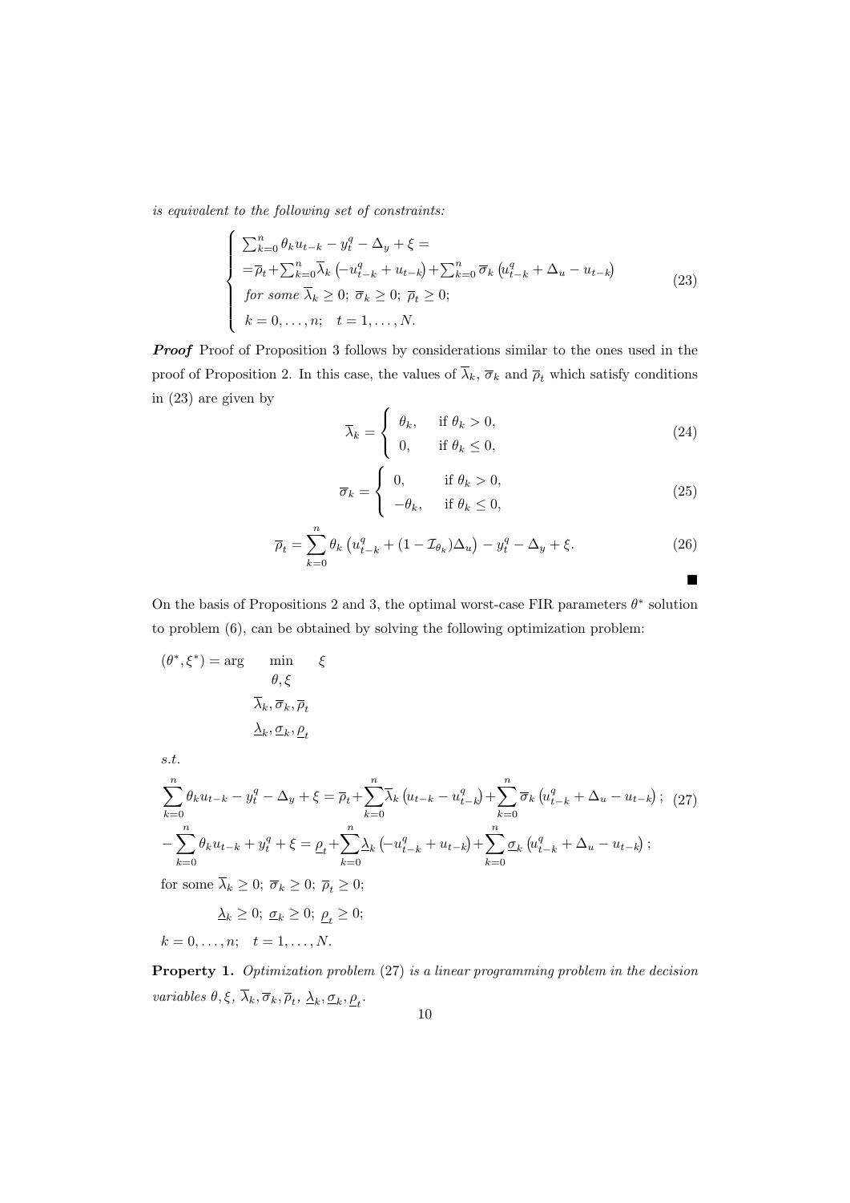*is equivalent to the following set of constraints:*

$$
\begin{cases}
\sum_{k=0}^{n} \theta_k u_{t-k} - y_t^q - \Delta_y + \xi = \\
= \overline{\rho}_t + \sum_{k=0}^{n} \overline{\lambda}_k \left(-u_{t-k}^q + u_{t-k}\right) + \sum_{k=0}^{n} \overline{\sigma}_k \left(u_{t-k}^q + \Delta_u - u_{t-k}\right) \\
\text{for some } \overline{\lambda}_k \geq 0;\ \overline{\sigma}_k \geq 0;\ \overline{\rho}_t \geq 0; \\
k = 0, \ldots, n; \quad t = 1, \ldots, N.
\end{cases}
\tag{23}
$$

***Proof*** Proof of Proposition 3 follows by considerations similar to the ones used in the proof of Proposition 2. In this case, the values of $\overline{\lambda}_k$, $\overline{\sigma}_k$ and $\overline{\rho}_t$ which satisfy conditions in (23) are given by

$$
\overline{\lambda}_k = \begin{cases} \theta_k, & \text{if } \theta_k > 0, \\ 0, & \text{if } \theta_k \leq 0, \end{cases}
\tag{24}
$$

$$
\overline{\sigma}_k = \begin{cases} 0, & \text{if } \theta_k > 0, \\ -\theta_k, & \text{if } \theta_k \leq 0, \end{cases}
\tag{25}
$$

$$
\overline{\rho}_t = \sum_{k=0}^{n} \theta_k \left(u_{t-k}^q + (1 - \mathcal{I}_{\theta_k})\Delta_u\right) - y_t^q - \Delta_y + \xi.
\tag{26}
$$

■

On the basis of Propositions 2 and 3, the optimal worst-case FIR parameters $\theta^*$ solution to problem (6), can be obtained by solving the following optimization problem:

$$
(\theta^*, \xi^*) = \arg \min_{\substack{\theta, \xi \\ \overline{\lambda}_k, \overline{\sigma}_k, \overline{\rho}_t \\ \underline{\lambda}_k, \underline{\sigma}_k, \underline{\rho}_t}} \xi
$$

*s.t.*

$$
\begin{aligned}
&\sum_{k=0}^{n} \theta_k u_{t-k} - y_t^q - \Delta_y + \xi = \overline{\rho}_t + \sum_{k=0}^{n} \overline{\lambda}_k \left(u_{t-k} - u_{t-k}^q\right) + \sum_{k=0}^{n} \overline{\sigma}_k \left(u_{t-k}^q + \Delta_u - u_{t-k}\right); \\
&-\sum_{k=0}^{n} \theta_k u_{t-k} + y_t^q + \xi = \underline{\rho}_t + \sum_{k=0}^{n} \underline{\lambda}_k \left(-u_{t-k}^q + u_{t-k}\right) + \sum_{k=0}^{n} \underline{\sigma}_k \left(u_{t-k}^q + \Delta_u - u_{t-k}\right); \\
&\text{for some } \overline{\lambda}_k \geq 0;\ \overline{\sigma}_k \geq 0;\ \overline{\rho}_t \geq 0; \\
&\qquad \underline{\lambda}_k \geq 0;\ \underline{\sigma}_k \geq 0;\ \underline{\rho}_t \geq 0; \\
&k = 0, \ldots, n; \quad t = 1, \ldots, N.
\end{aligned}
\tag{27}
$$

**Property 1.** *Optimization problem* (27) *is a linear programming problem in the decision variables* $\theta, \xi$, $\overline{\lambda}_k, \overline{\sigma}_k, \overline{\rho}_t$, $\underline{\lambda}_k, \underline{\sigma}_k, \underline{\rho}_t$.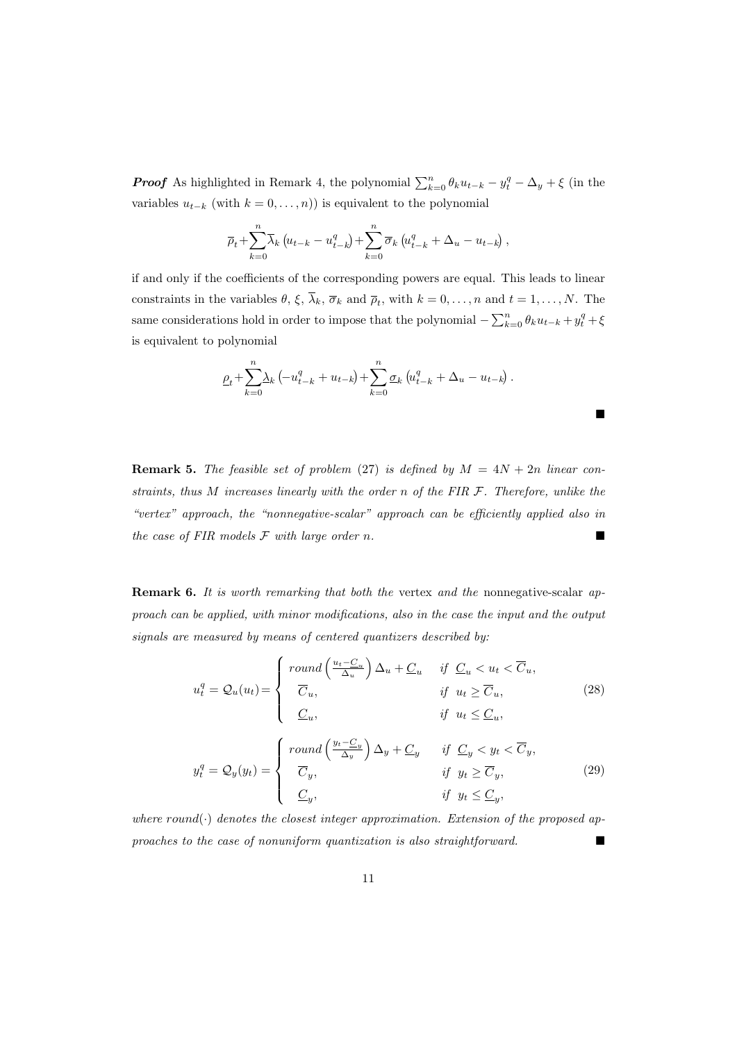***Proof*** As highlighted in Remark 4, the polynomial $\sum_{k=0}^{n} \theta_k u_{t-k} - y_t^q - \Delta_y + \xi$ (in the variables $u_{t-k}$ (with $k = 0, \ldots, n$)) is equivalent to the polynomial

$$\overline{\rho}_t + \sum_{k=0}^{n} \overline{\lambda}_k \left(u_{t-k} - u_{t-k}^q\right) + \sum_{k=0}^{n} \overline{\sigma}_k \left(u_{t-k}^q + \Delta_u - u_{t-k}\right),$$

if and only if the coefficients of the corresponding powers are equal. This leads to linear constraints in the variables $\theta$, $\xi$, $\overline{\lambda}_k$, $\overline{\sigma}_k$ and $\overline{\rho}_t$, with $k = 0, \ldots, n$ and $t = 1, \ldots, N$. The same considerations hold in order to impose that the polynomial $-\sum_{k=0}^{n} \theta_k u_{t-k} + y_t^q + \xi$ is equivalent to polynomial

$$\underline{\rho}_t + \sum_{k=0}^{n} \underline{\lambda}_k \left(-u_{t-k}^q + u_{t-k}\right) + \sum_{k=0}^{n} \underline{\sigma}_k \left(u_{t-k}^q + \Delta_u - u_{t-k}\right).$$

■

**Remark 5.** *The feasible set of problem (27) is defined by $M = 4N + 2n$ linear constraints, thus $M$ increases linearly with the order $n$ of the FIR $\mathcal{F}$. Therefore, unlike the "vertex" approach, the "nonnegative-scalar" approach can be efficiently applied also in the case of FIR models $\mathcal{F}$ with large order $n$.* ■

**Remark 6.** *It is worth remarking that both the* vertex *and the* nonnegative-scalar *approach can be applied, with minor modifications, also in the case the input and the output signals are measured by means of centered quantizers described by:*

$$u_t^q = \mathcal{Q}_u(u_t) = \begin{cases} round\left(\frac{u_t - \underline{C}_u}{\Delta_u}\right)\Delta_u + \underline{C}_u & if \ \underline{C}_u < u_t < \overline{C}_u, \\ \overline{C}_u, & if \ u_t \geq \overline{C}_u, \\ \underline{C}_u, & if \ u_t \leq \underline{C}_u, \end{cases} \tag{28}$$

$$y_t^q = \mathcal{Q}_y(y_t) = \begin{cases} round\left(\frac{y_t - \underline{C}_y}{\Delta_y}\right)\Delta_y + \underline{C}_y & if \ \underline{C}_y < y_t < \overline{C}_y, \\ \overline{C}_y, & if \ y_t \geq \overline{C}_y, \\ \underline{C}_y, & if \ y_t \leq \underline{C}_y, \end{cases} \tag{29}$$

*where round$(\cdot)$ denotes the closest integer approximation. Extension of the proposed approaches to the case of nonuniform quantization is also straightforward.* ■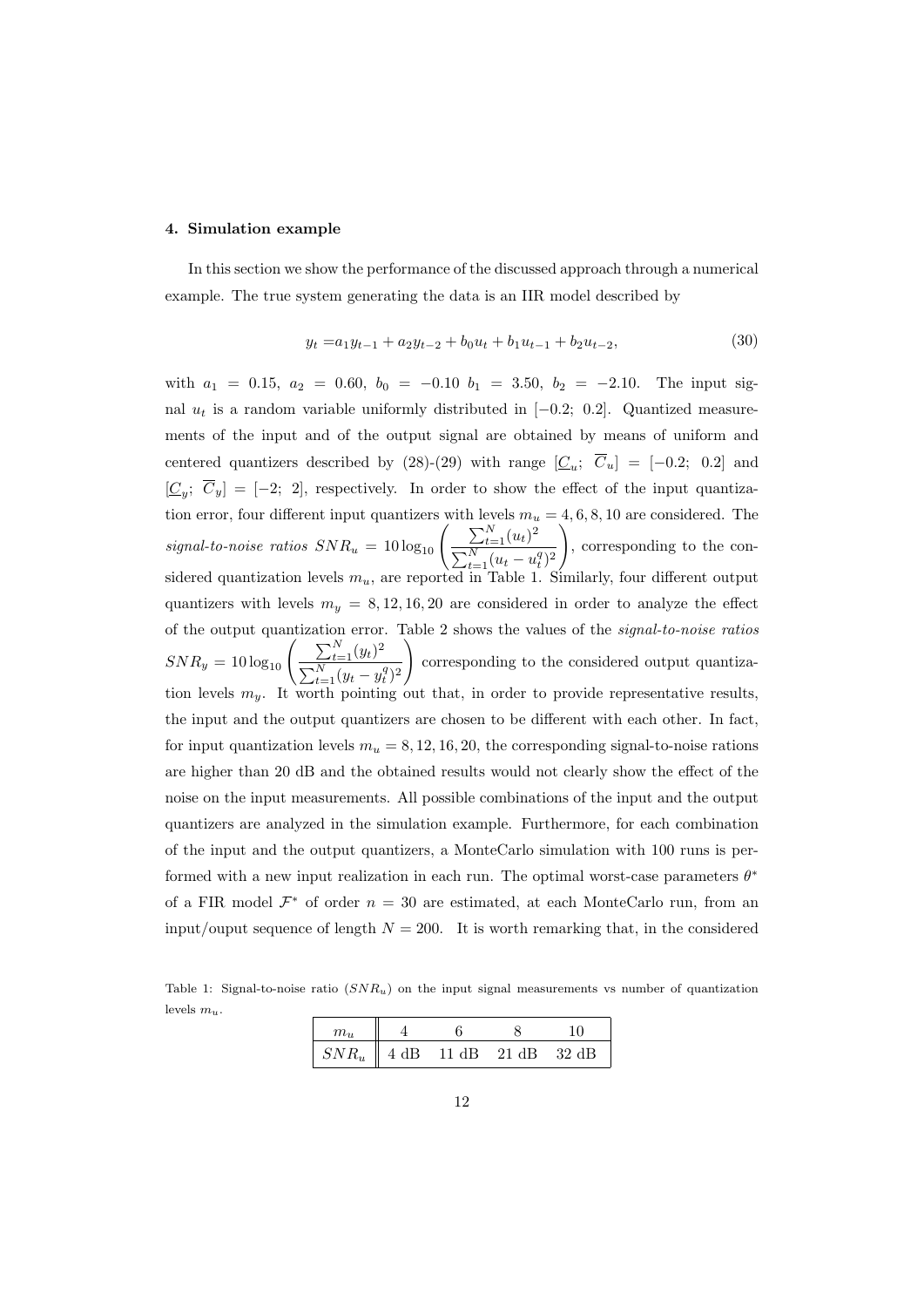### 4. Simulation example

In this section we show the performance of the discussed approach through a numerical example. The true system generating the data is an IIR model described by

$$y_t = a_1 y_{t-1} + a_2 y_{t-2} + b_0 u_t + b_1 u_{t-1} + b_2 u_{t-2}, \tag{30}$$

with $a_1 = 0.15$, $a_2 = 0.60$, $b_0 = -0.10$ $b_1 = 3.50$, $b_2 = -2.10$. The input signal $u_t$ is a random variable uniformly distributed in $[-0.2;\ 0.2]$. Quantized measurements of the input and of the output signal are obtained by means of uniform and centered quantizers described by (28)-(29) with range $[\underline{C}_u;\ \overline{C}_u] = [-0.2;\ 0.2]$ and $[\underline{C}_y;\ \overline{C}_y] = [-2;\ 2]$, respectively. In order to show the effect of the input quantization error, four different input quantizers with levels $m_u = 4, 6, 8, 10$ are considered. The *signal-to-noise ratios* $SNR_u = 10\log_{10}\left(\frac{\sum_{t=1}^{N}(u_t)^2}{\sum_{t=1}^{N}(u_t - u_t^q)^2}\right)$, corresponding to the considered quantization levels $m_u$, are reported in Table 1. Similarly, four different output quantizers with levels $m_y = 8, 12, 16, 20$ are considered in order to analyze the effect of the output quantization error. Table 2 shows the values of the *signal-to-noise ratios* $SNR_y = 10\log_{10}\left(\frac{\sum_{t=1}^{N}(y_t)^2}{\sum_{t=1}^{N}(y_t - y_t^q)^2}\right)$ corresponding to the considered output quantization levels $m_y$. It worth pointing out that, in order to provide representative results, the input and the output quantizers are chosen to be different with each other. In fact, for input quantization levels $m_u = 8, 12, 16, 20$, the corresponding signal-to-noise rations are higher than 20 dB and the obtained results would not clearly show the effect of the noise on the input measurements. All possible combinations of the input and the output quantizers are analyzed in the simulation example. Furthermore, for each combination of the input and the output quantizers, a MonteCarlo simulation with 100 runs is performed with a new input realization in each run. The optimal worst-case parameters $\theta^*$ of a FIR model $\mathcal{F}^*$ of order $n = 30$ are estimated, at each MonteCarlo run, from an input/ouput sequence of length $N = 200$. It is worth remarking that, in the considered

Table 1: Signal-to-noise ratio ($SNR_u$) on the input signal measurements vs number of quantization levels $m_u$.

| $m_u$ | 4 | 6 | 8 | 10 |
|---|---|---|---|---|
| $SNR_u$ | 4 dB | 11 dB | 21 dB | 32 dB |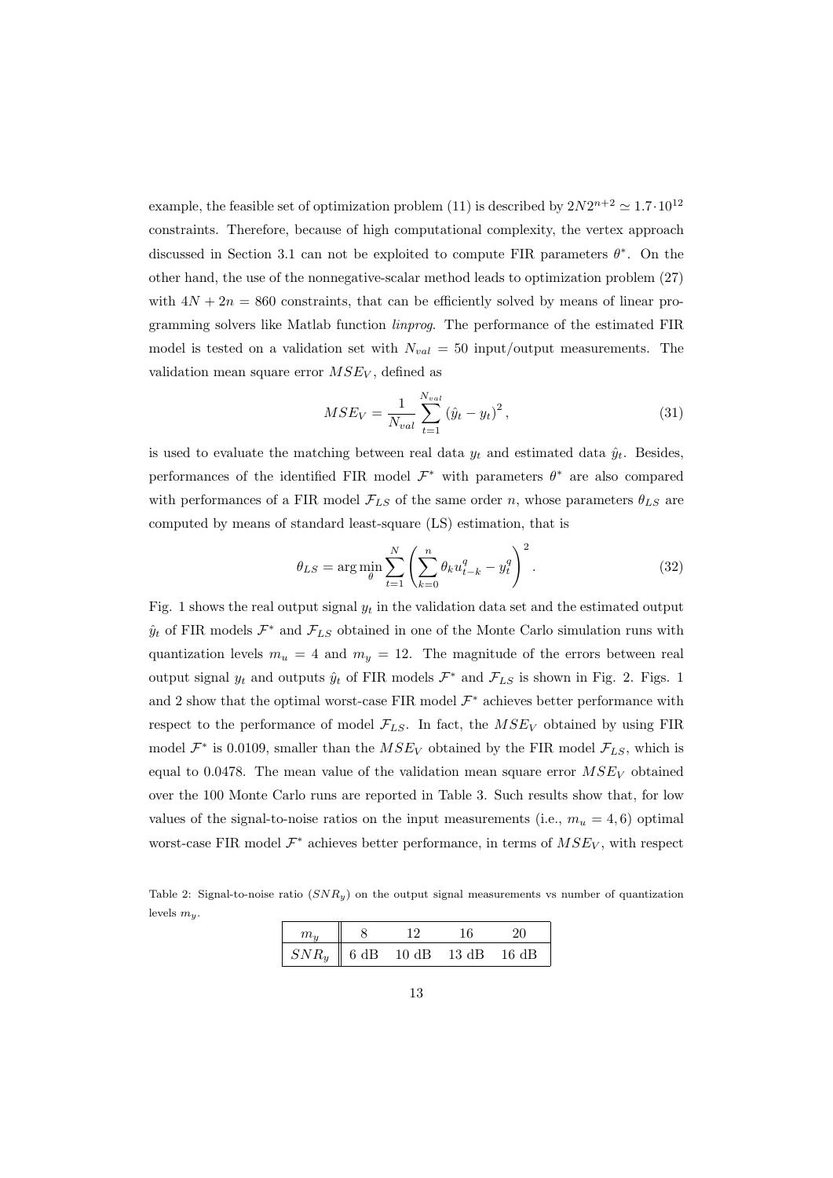example, the feasible set of optimization problem (11) is described by $2N2^{n+2} \simeq 1.7 \cdot 10^{12}$ constraints. Therefore, because of high computational complexity, the vertex approach discussed in Section 3.1 can not be exploited to compute FIR parameters $\theta^*$. On the other hand, the use of the nonnegative-scalar method leads to optimization problem (27) with $4N + 2n = 860$ constraints, that can be efficiently solved by means of linear programming solvers like Matlab function *linprog*. The performance of the estimated FIR model is tested on a validation set with $N_{val} = 50$ input/output measurements. The validation mean square error $MSE_V$, defined as

$$MSE_V = \frac{1}{N_{val}} \sum_{t=1}^{N_{val}} \left(\hat{y}_t - y_t\right)^2, \tag{31}$$

is used to evaluate the matching between real data $y_t$ and estimated data $\hat{y}_t$. Besides, performances of the identified FIR model $\mathcal{F}^*$ with parameters $\theta^*$ are also compared with performances of a FIR model $\mathcal{F}_{LS}$ of the same order $n$, whose parameters $\theta_{LS}$ are computed by means of standard least-square (LS) estimation, that is

$$\theta_{LS} = \arg\min_{\theta} \sum_{t=1}^{N} \left( \sum_{k=0}^{n} \theta_k u_{t-k}^q - y_t^q \right)^2. \tag{32}$$

Fig. 1 shows the real output signal $y_t$ in the validation data set and the estimated output $\hat{y}_t$ of FIR models $\mathcal{F}^*$ and $\mathcal{F}_{LS}$ obtained in one of the Monte Carlo simulation runs with quantization levels $m_u = 4$ and $m_y = 12$. The magnitude of the errors between real output signal $y_t$ and outputs $\hat{y}_t$ of FIR models $\mathcal{F}^*$ and $\mathcal{F}_{LS}$ is shown in Fig. 2. Figs. 1 and 2 show that the optimal worst-case FIR model $\mathcal{F}^*$ achieves better performance with respect to the performance of model $\mathcal{F}_{LS}$. In fact, the $MSE_V$ obtained by using FIR model $\mathcal{F}^*$ is 0.0109, smaller than the $MSE_V$ obtained by the FIR model $\mathcal{F}_{LS}$, which is equal to 0.0478. The mean value of the validation mean square error $MSE_V$ obtained over the 100 Monte Carlo runs are reported in Table 3. Such results show that, for low values of the signal-to-noise ratios on the input measurements (i.e., $m_u = 4, 6$) optimal worst-case FIR model $\mathcal{F}^*$ achieves better performance, in terms of $MSE_V$, with respect

Table 2: Signal-to-noise ratio ($SNR_y$) on the output signal measurements vs number of quantization levels $m_y$.

| $m_y$ | 8 | 12 | 16 | 20 |
|---|---|---|---|---|
| $SNR_y$ | 6 dB | 10 dB | 13 dB | 16 dB |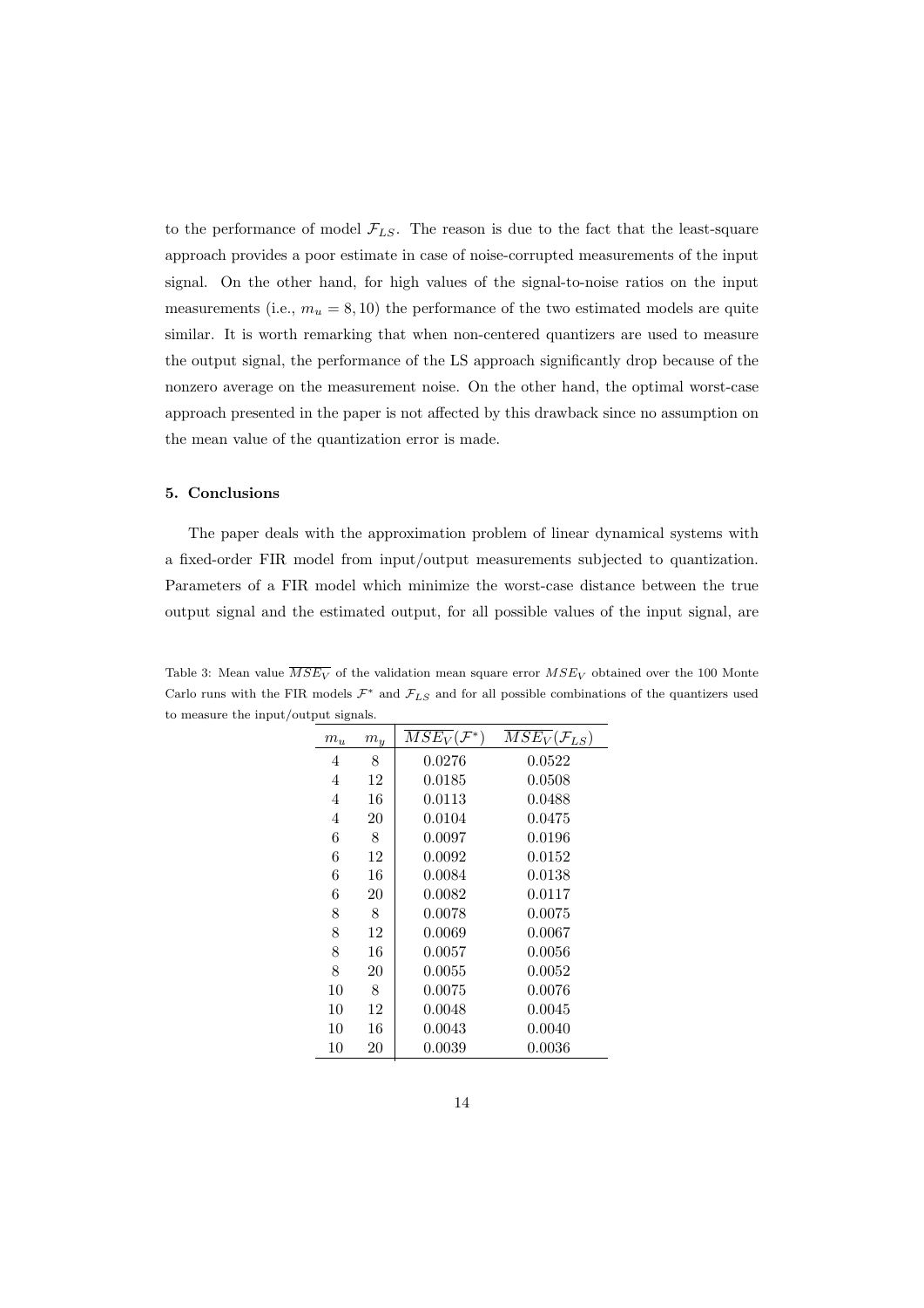to the performance of model $\mathcal{F}_{LS}$. The reason is due to the fact that the least-square approach provides a poor estimate in case of noise-corrupted measurements of the input signal. On the other hand, for high values of the signal-to-noise ratios on the input measurements (i.e., $m_u = 8, 10$) the performance of the two estimated models are quite similar. It is worth remarking that when non-centered quantizers are used to measure the output signal, the performance of the LS approach significantly drop because of the nonzero average on the measurement noise. On the other hand, the optimal worst-case approach presented in the paper is not affected by this drawback since no assumption on the mean value of the quantization error is made.

## 5. Conclusions

The paper deals with the approximation problem of linear dynamical systems with a fixed-order FIR model from input/output measurements subjected to quantization. Parameters of a FIR model which minimize the worst-case distance between the true output signal and the estimated output, for all possible values of the input signal, are

Table 3: Mean value $\overline{MSE_V}$ of the validation mean square error $MSE_V$ obtained over the 100 Monte Carlo runs with the FIR models $\mathcal{F}^*$ and $\mathcal{F}_{LS}$ and for all possible combinations of the quantizers used to measure the input/output signals.

| $m_u$ | $m_y$ | $\overline{MSE_V}(\mathcal{F}^*)$ | $\overline{MSE_V}(\mathcal{F}_{LS})$ |
|---|---|---|---|
| 4 | 8 | 0.0276 | 0.0522 |
| 4 | 12 | 0.0185 | 0.0508 |
| 4 | 16 | 0.0113 | 0.0488 |
| 4 | 20 | 0.0104 | 0.0475 |
| 6 | 8 | 0.0097 | 0.0196 |
| 6 | 12 | 0.0092 | 0.0152 |
| 6 | 16 | 0.0084 | 0.0138 |
| 6 | 20 | 0.0082 | 0.0117 |
| 8 | 8 | 0.0078 | 0.0075 |
| 8 | 12 | 0.0069 | 0.0067 |
| 8 | 16 | 0.0057 | 0.0056 |
| 8 | 20 | 0.0055 | 0.0052 |
| 10 | 8 | 0.0075 | 0.0076 |
| 10 | 12 | 0.0048 | 0.0045 |
| 10 | 16 | 0.0043 | 0.0040 |
| 10 | 20 | 0.0039 | 0.0036 |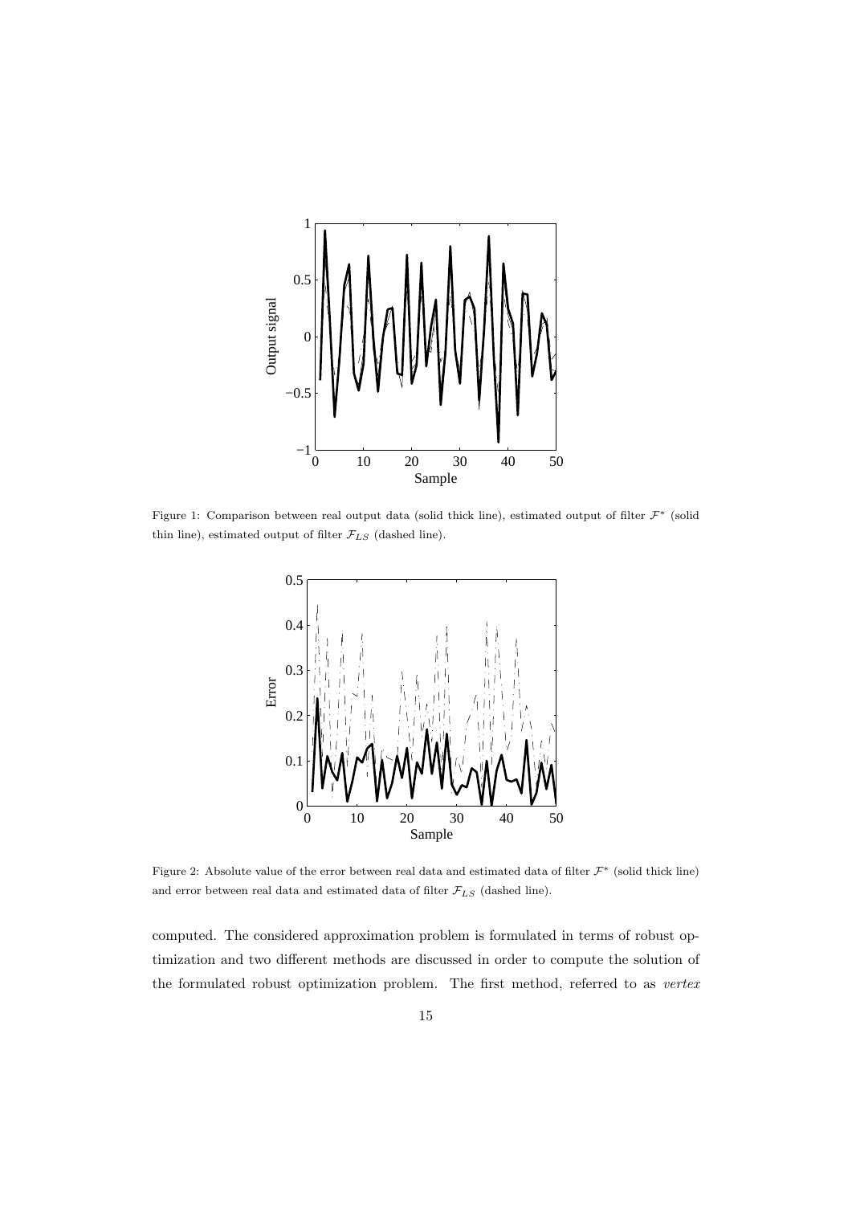Figure 1: Comparison between real output data (solid thick line), estimated output of filter $\mathcal{F}^*$ (solid thin line), estimated output of filter $\mathcal{F}_{LS}$ (dashed line).

Figure 2: Absolute value of the error between real data and estimated data of filter $\mathcal{F}^*$ (solid thick line) and error between real data and estimated data of filter $\mathcal{F}_{LS}$ (dashed line).

computed. The considered approximation problem is formulated in terms of robust optimization and two different methods are discussed in order to compute the solution of the formulated robust optimization problem. The first method, referred to as *vertex*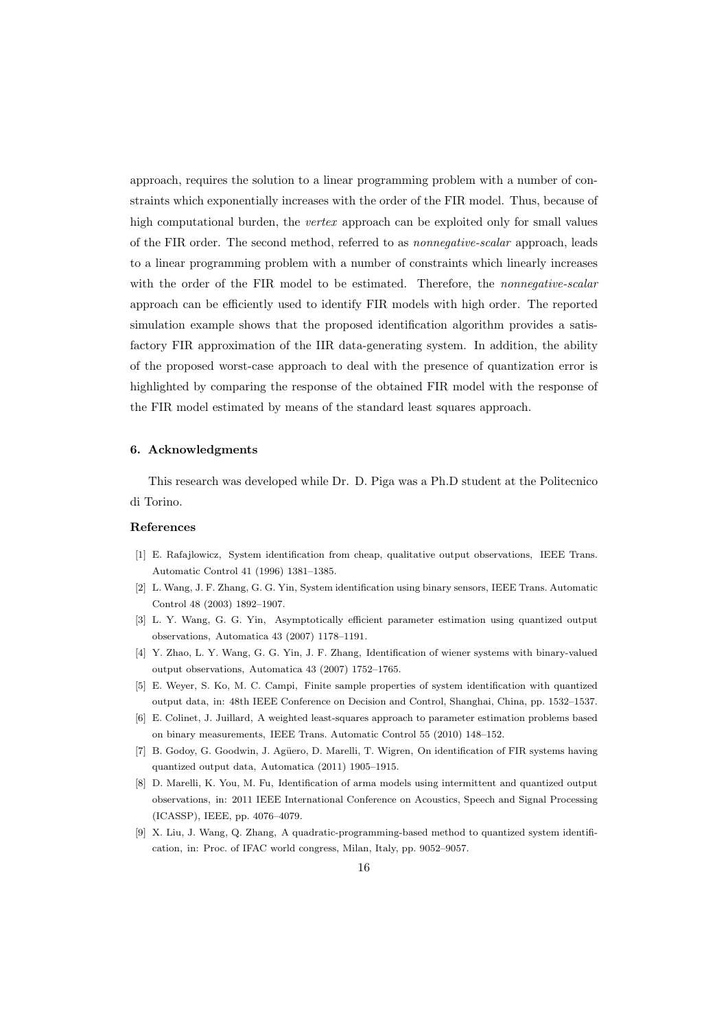approach, requires the solution to a linear programming problem with a number of constraints which exponentially increases with the order of the FIR model. Thus, because of high computational burden, the *vertex* approach can be exploited only for small values of the FIR order. The second method, referred to as *nonnegative-scalar* approach, leads to a linear programming problem with a number of constraints which linearly increases with the order of the FIR model to be estimated. Therefore, the *nonnegative-scalar* approach can be efficiently used to identify FIR models with high order. The reported simulation example shows that the proposed identification algorithm provides a satisfactory FIR approximation of the IIR data-generating system. In addition, the ability of the proposed worst-case approach to deal with the presence of quantization error is highlighted by comparing the response of the obtained FIR model with the response of the FIR model estimated by means of the standard least squares approach.

### 6. Acknowledgments

This research was developed while Dr. D. Piga was a Ph.D student at the Politecnico di Torino.

### References

[1] E. Rafajlowicz, System identification from cheap, qualitative output observations, IEEE Trans. Automatic Control 41 (1996) 1381–1385.

[2] L. Wang, J. F. Zhang, G. G. Yin, System identification using binary sensors, IEEE Trans. Automatic Control 48 (2003) 1892–1907.

[3] L. Y. Wang, G. G. Yin, Asymptotically efficient parameter estimation using quantized output observations, Automatica 43 (2007) 1178–1191.

[4] Y. Zhao, L. Y. Wang, G. G. Yin, J. F. Zhang, Identification of wiener systems with binary-valued output observations, Automatica 43 (2007) 1752–1765.

[5] E. Weyer, S. Ko, M. C. Campi, Finite sample properties of system identification with quantized output data, in: 48th IEEE Conference on Decision and Control, Shanghai, China, pp. 1532–1537.

[6] E. Colinet, J. Juillard, A weighted least-squares approach to parameter estimation problems based on binary measurements, IEEE Trans. Automatic Control 55 (2010) 148–152.

[7] B. Godoy, G. Goodwin, J. Agüero, D. Marelli, T. Wigren, On identification of FIR systems having quantized output data, Automatica (2011) 1905–1915.

[8] D. Marelli, K. You, M. Fu, Identification of arma models using intermittent and quantized output observations, in: 2011 IEEE International Conference on Acoustics, Speech and Signal Processing (ICASSP), IEEE, pp. 4076–4079.

[9] X. Liu, J. Wang, Q. Zhang, A quadratic-programming-based method to quantized system identification, in: Proc. of IFAC world congress, Milan, Italy, pp. 9052–9057.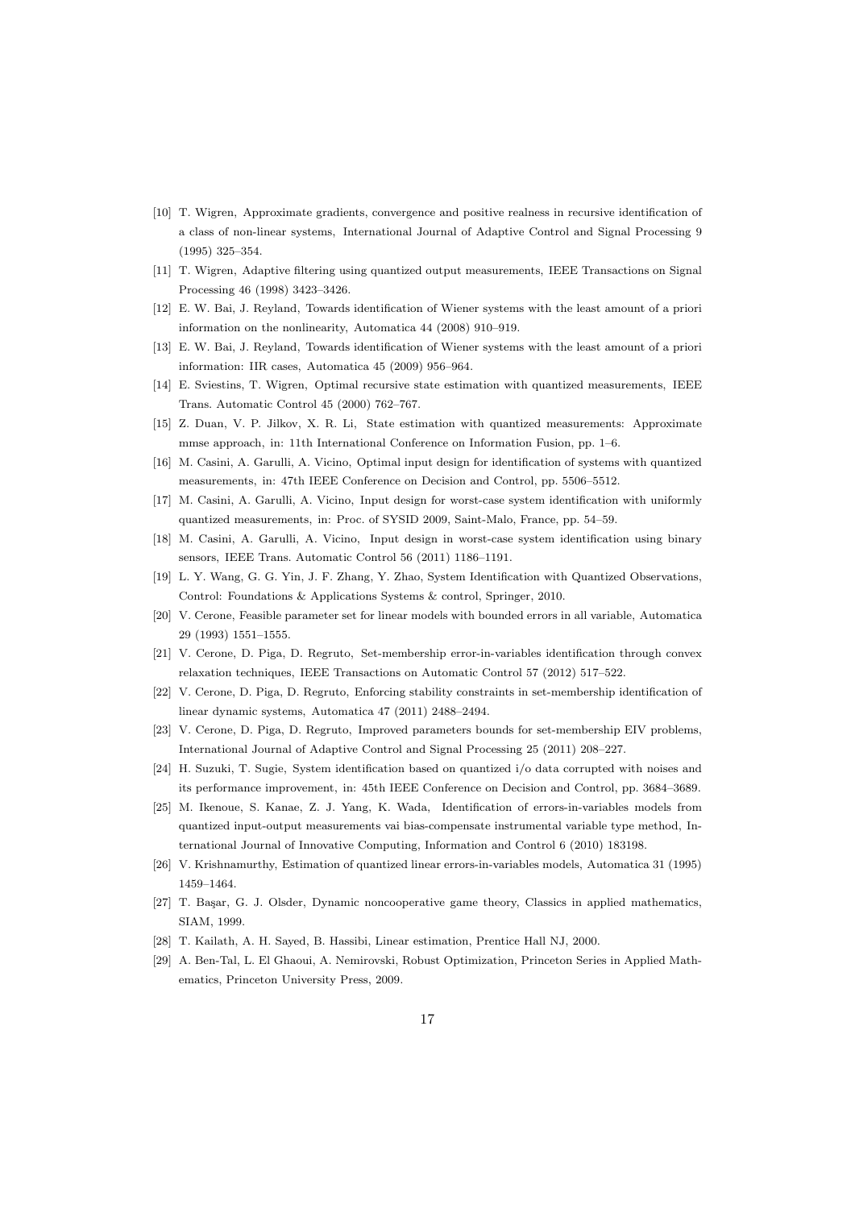[10] T. Wigren, Approximate gradients, convergence and positive realness in recursive identification of a class of non-linear systems, International Journal of Adaptive Control and Signal Processing 9 (1995) 325–354.

[11] T. Wigren, Adaptive filtering using quantized output measurements, IEEE Transactions on Signal Processing 46 (1998) 3423–3426.

[12] E. W. Bai, J. Reyland, Towards identification of Wiener systems with the least amount of a priori information on the nonlinearity, Automatica 44 (2008) 910–919.

[13] E. W. Bai, J. Reyland, Towards identification of Wiener systems with the least amount of a priori information: IIR cases, Automatica 45 (2009) 956–964.

[14] E. Sviestins, T. Wigren, Optimal recursive state estimation with quantized measurements, IEEE Trans. Automatic Control 45 (2000) 762–767.

[15] Z. Duan, V. P. Jilkov, X. R. Li, State estimation with quantized measurements: Approximate mmse approach, in: 11th International Conference on Information Fusion, pp. 1–6.

[16] M. Casini, A. Garulli, A. Vicino, Optimal input design for identification of systems with quantized measurements, in: 47th IEEE Conference on Decision and Control, pp. 5506–5512.

[17] M. Casini, A. Garulli, A. Vicino, Input design for worst-case system identification with uniformly quantized measurements, in: Proc. of SYSID 2009, Saint-Malo, France, pp. 54–59.

[18] M. Casini, A. Garulli, A. Vicino, Input design in worst-case system identification using binary sensors, IEEE Trans. Automatic Control 56 (2011) 1186–1191.

[19] L. Y. Wang, G. G. Yin, J. F. Zhang, Y. Zhao, System Identification with Quantized Observations, Control: Foundations & Applications Systems & control, Springer, 2010.

[20] V. Cerone, Feasible parameter set for linear models with bounded errors in all variable, Automatica 29 (1993) 1551–1555.

[21] V. Cerone, D. Piga, D. Regruto, Set-membership error-in-variables identification through convex relaxation techniques, IEEE Transactions on Automatic Control 57 (2012) 517–522.

[22] V. Cerone, D. Piga, D. Regruto, Enforcing stability constraints in set-membership identification of linear dynamic systems, Automatica 47 (2011) 2488–2494.

[23] V. Cerone, D. Piga, D. Regruto, Improved parameters bounds for set-membership EIV problems, International Journal of Adaptive Control and Signal Processing 25 (2011) 208–227.

[24] H. Suzuki, T. Sugie, System identification based on quantized i/o data corrupted with noises and its performance improvement, in: 45th IEEE Conference on Decision and Control, pp. 3684–3689.

[25] M. Ikenoue, S. Kanae, Z. J. Yang, K. Wada, Identification of errors-in-variables models from quantized input-output measurements vai bias-compensate instrumental variable type method, International Journal of Innovative Computing, Information and Control 6 (2010) 183198.

[26] V. Krishnamurthy, Estimation of quantized linear errors-in-variables models, Automatica 31 (1995) 1459–1464.

[27] T. Başar, G. J. Olsder, Dynamic noncooperative game theory, Classics in applied mathematics, SIAM, 1999.

[28] T. Kailath, A. H. Sayed, B. Hassibi, Linear estimation, Prentice Hall NJ, 2000.

[29] A. Ben-Tal, L. El Ghaoui, A. Nemirovski, Robust Optimization, Princeton Series in Applied Mathematics, Princeton University Press, 2009.